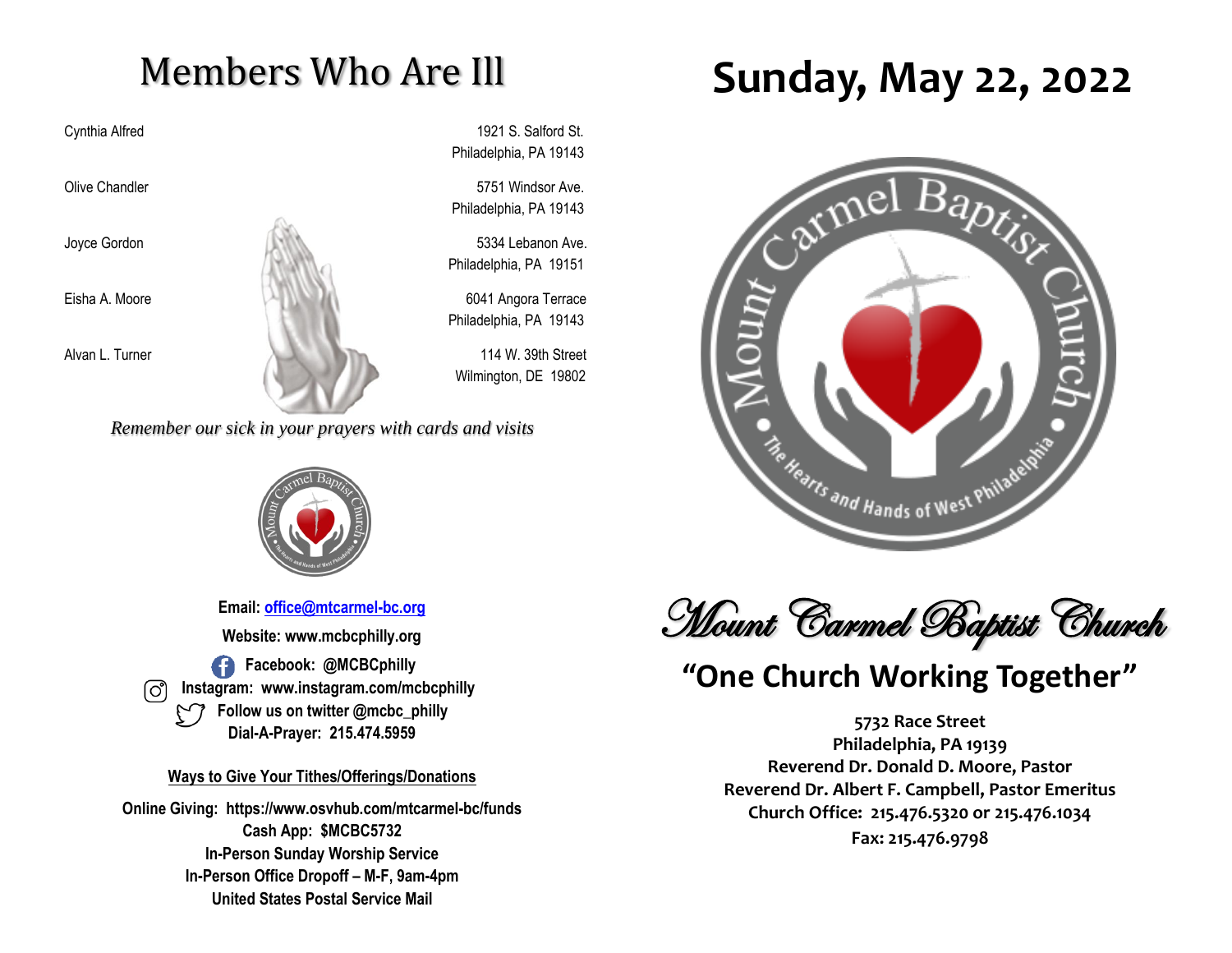# Members Who Are Ill

| Name | Address |
| --- | --- |
| Cynthia Alfred | 1921 S. Salford St. Philadelphia, PA 19143 |
| Olive Chandler | 5751 Windsor Ave. Philadelphia, PA 19143 |
| Joyce Gordon | 5334 Lebanon Ave. Philadelphia, PA 19151 |
| Eisha A. Moore | 6041 Angora Terrace Philadelphia, PA 19143 |
| Alvan L. Turner | 114 W. 39th Street Wilmington, DE 19802 |

*Remember our sick in your prayers with cards and visits*

**Email: office@mtcarmel-bc.org**

**Website: www.mcbcphilly.org**

**Facebook: @MCBCphilly**

**Instagram: www.instagram.com/mcbcphilly**

**Follow us on twitter @mcbc_philly**

**Dial-A-Prayer: 215.474.5959**

**Ways to Give Your Tithes/Offerings/Donations**

**Online Giving: https://www.osvhub.com/mtcarmel-bc/funds**
**Cash App: $MCBC5732**
**In-Person Sunday Worship Service**
**In-Person Office Dropoff – M-F, 9am-4pm**
**United States Postal Service Mail**

# Sunday, May 22, 2022

Mount Carmel Baptist Church
The Hearts and Hands of West Philadelphia

## Mount Carmel Baptist Church

## "One Church Working Together"

**5732 Race Street**
**Philadelphia, PA 19139**
**Reverend Dr. Donald D. Moore, Pastor**
**Reverend Dr. Albert F. Campbell, Pastor Emeritus**
**Church Office: 215.476.5320 or 215.476.1034**
**Fax: 215.476.9798**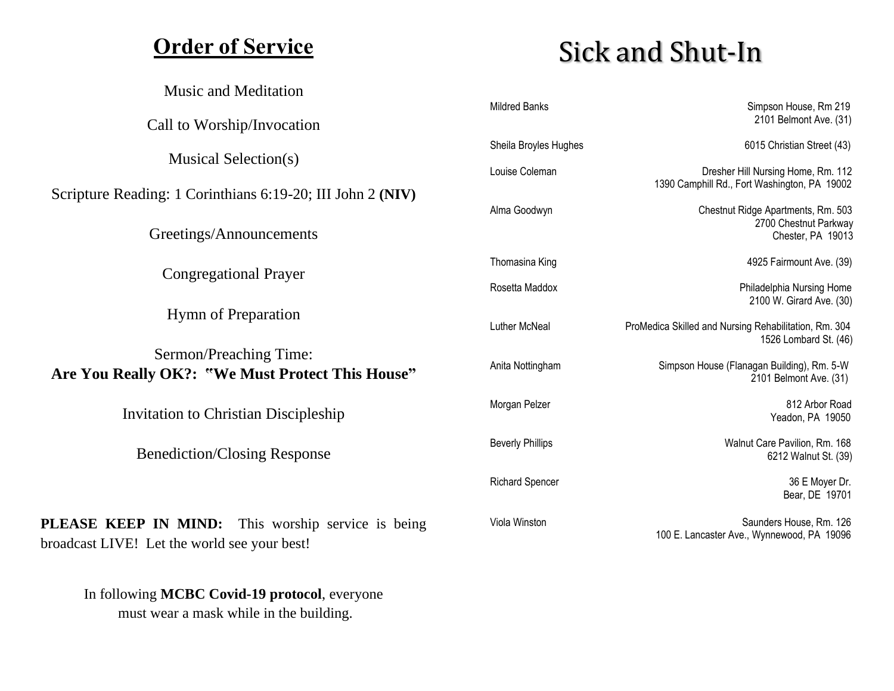## Order of Service

Music and Meditation

Call to Worship/Invocation

Musical Selection(s)

Scripture Reading: 1 Corinthians 6:19-20; III John 2 **(NIV)**

Greetings/Announcements

Congregational Prayer

Hymn of Preparation

Sermon/Preaching Time:
**Are You Really OK?: "We Must Protect This House"**

Invitation to Christian Discipleship

Benediction/Closing Response

**PLEASE KEEP IN MIND:** This worship service is being broadcast LIVE! Let the world see your best!

In following **MCBC Covid-19 protocol**, everyone must wear a mask while in the building.

# Sick and Shut-In

| | |
|---|---|
| Mildred Banks | Simpson House, Rm 219<br>2101 Belmont Ave. (31) |
| Sheila Broyles Hughes | 6015 Christian Street (43) |
| Louise Coleman | Dresher Hill Nursing Home, Rm. 112<br>1390 Camphill Rd., Fort Washington, PA 19002 |
| Alma Goodwyn | Chestnut Ridge Apartments, Rm. 503<br>2700 Chestnut Parkway<br>Chester, PA 19013 |
| Thomasina King | 4925 Fairmount Ave. (39) |
| Rosetta Maddox | Philadelphia Nursing Home<br>2100 W. Girard Ave. (30) |
| Luther McNeal | ProMedica Skilled and Nursing Rehabilitation, Rm. 304<br>1526 Lombard St. (46) |
| Anita Nottingham | Simpson House (Flanagan Building), Rm. 5-W<br>2101 Belmont Ave. (31) |
| Morgan Pelzer | 812 Arbor Road<br>Yeadon, PA 19050 |
| Beverly Phillips | Walnut Care Pavilion, Rm. 168<br>6212 Walnut St. (39) |
| Richard Spencer | 36 E Moyer Dr.<br>Bear, DE 19701 |
| Viola Winston | Saunders House, Rm. 126<br>100 E. Lancaster Ave., Wynnewood, PA 19096 |